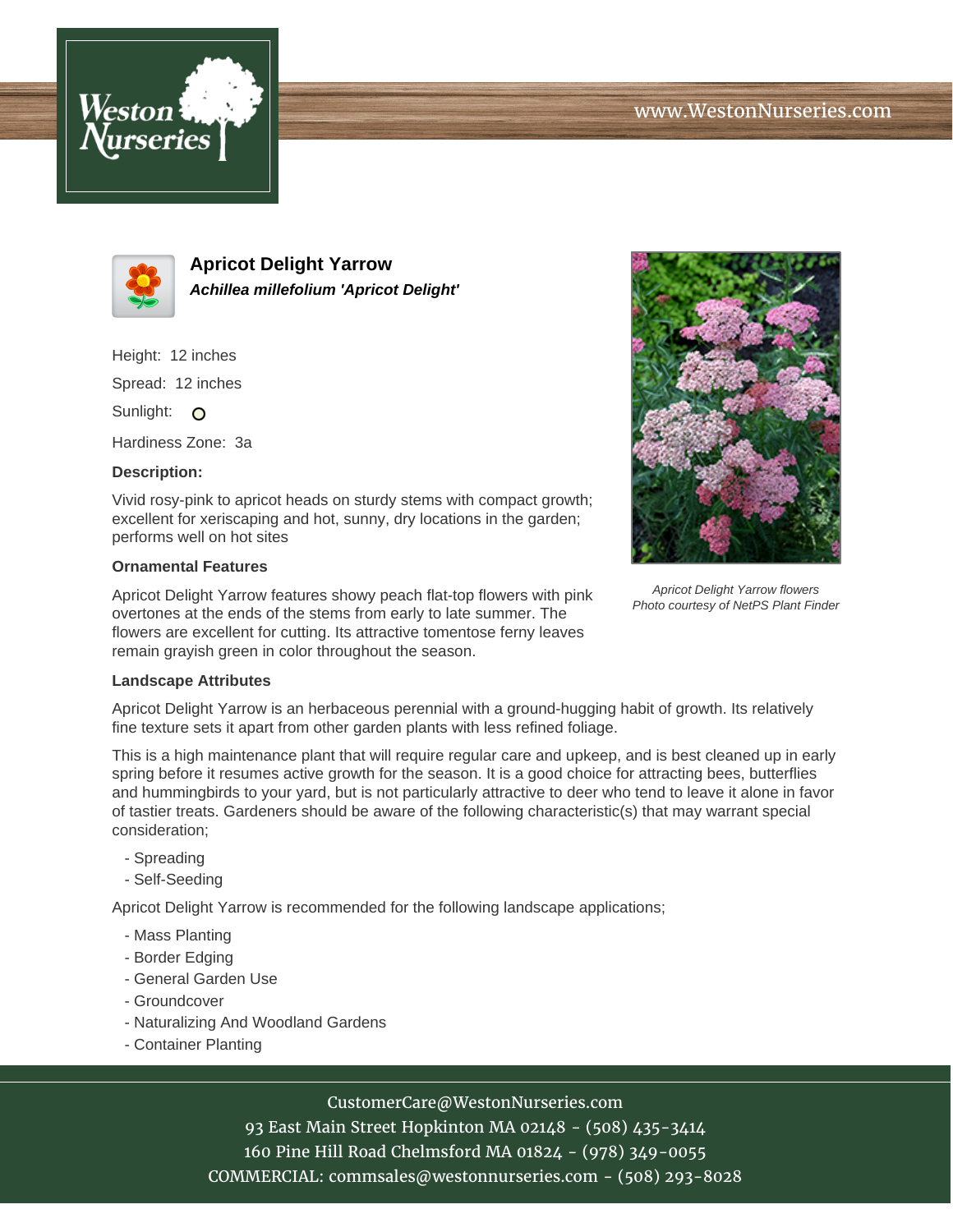# Apricot Delight Yarrow

***Achillea millefolium 'Apricot Delight'***

Height: 12 inches

Spread: 12 inches

Sunlight: O

Hardiness Zone: 3a

**Description:**

Vivid rosy-pink to apricot heads on sturdy stems with compact growth; excellent for xeriscaping and hot, sunny, dry locations in the garden; performs well on hot sites

*Apricot Delight Yarrow flowers*
*Photo courtesy of NetPS Plant Finder*

### Ornamental Features

Apricot Delight Yarrow features showy peach flat-top flowers with pink overtones at the ends of the stems from early to late summer. The flowers are excellent for cutting. Its attractive tomentose ferny leaves remain grayish green in color throughout the season.

### Landscape Attributes

Apricot Delight Yarrow is an herbaceous perennial with a ground-hugging habit of growth. Its relatively fine texture sets it apart from other garden plants with less refined foliage.

This is a high maintenance plant that will require regular care and upkeep, and is best cleaned up in early spring before it resumes active growth for the season. It is a good choice for attracting bees, butterflies and hummingbirds to your yard, but is not particularly attractive to deer who tend to leave it alone in favor of tastier treats. Gardeners should be aware of the following characteristic(s) that may warrant special consideration;

- Spreading
- Self-Seeding

Apricot Delight Yarrow is recommended for the following landscape applications;

- Mass Planting
- Border Edging
- General Garden Use
- Groundcover
- Naturalizing And Woodland Gardens
- Container Planting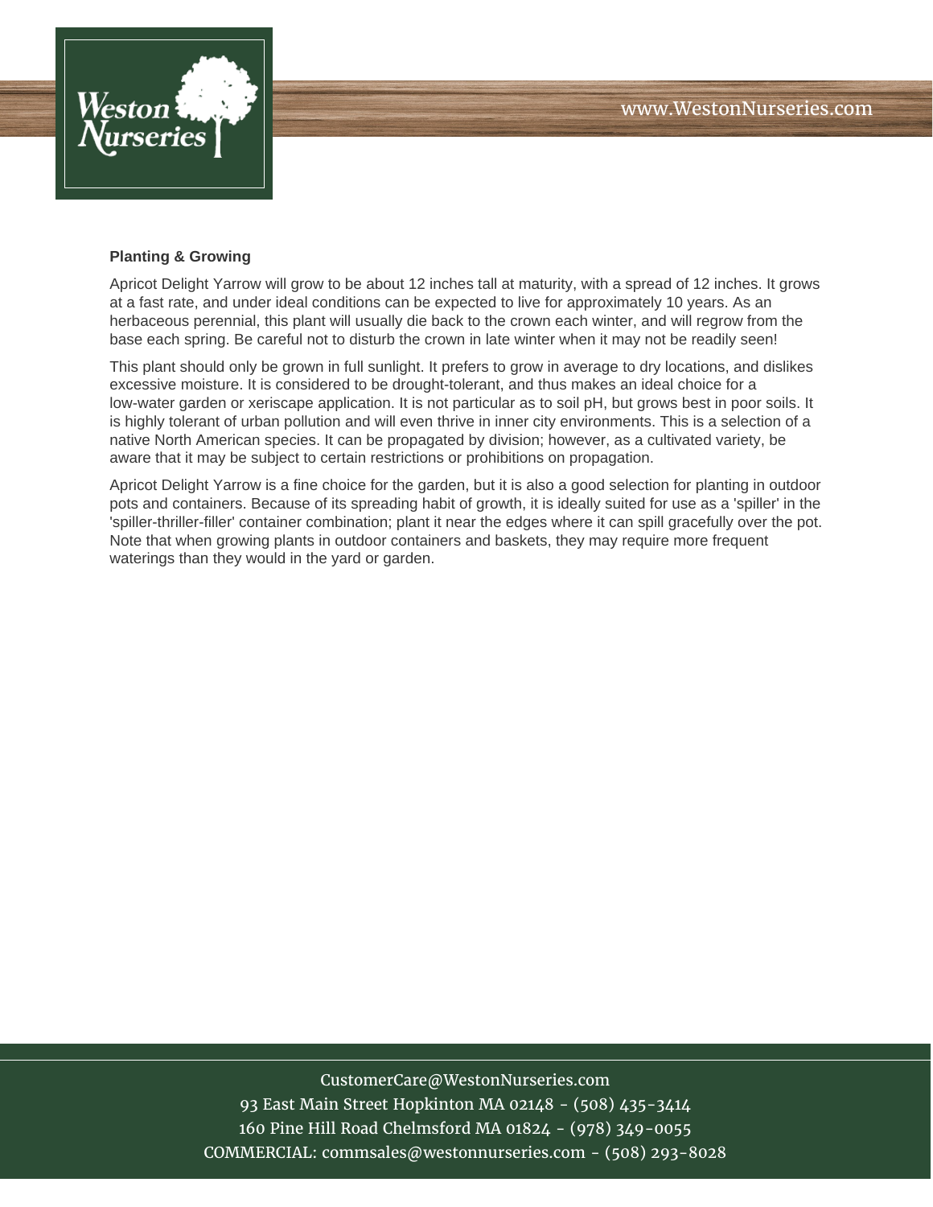**Planting & Growing**

Apricot Delight Yarrow will grow to be about 12 inches tall at maturity, with a spread of 12 inches. It grows at a fast rate, and under ideal conditions can be expected to live for approximately 10 years. As an herbaceous perennial, this plant will usually die back to the crown each winter, and will regrow from the base each spring. Be careful not to disturb the crown in late winter when it may not be readily seen!

This plant should only be grown in full sunlight. It prefers to grow in average to dry locations, and dislikes excessive moisture. It is considered to be drought-tolerant, and thus makes an ideal choice for a low-water garden or xeriscape application. It is not particular as to soil pH, but grows best in poor soils. It is highly tolerant of urban pollution and will even thrive in inner city environments. This is a selection of a native North American species. It can be propagated by division; however, as a cultivated variety, be aware that it may be subject to certain restrictions or prohibitions on propagation.

Apricot Delight Yarrow is a fine choice for the garden, but it is also a good selection for planting in outdoor pots and containers. Because of its spreading habit of growth, it is ideally suited for use as a 'spiller' in the 'spiller-thriller-filler' container combination; plant it near the edges where it can spill gracefully over the pot. Note that when growing plants in outdoor containers and baskets, they may require more frequent waterings than they would in the yard or garden.